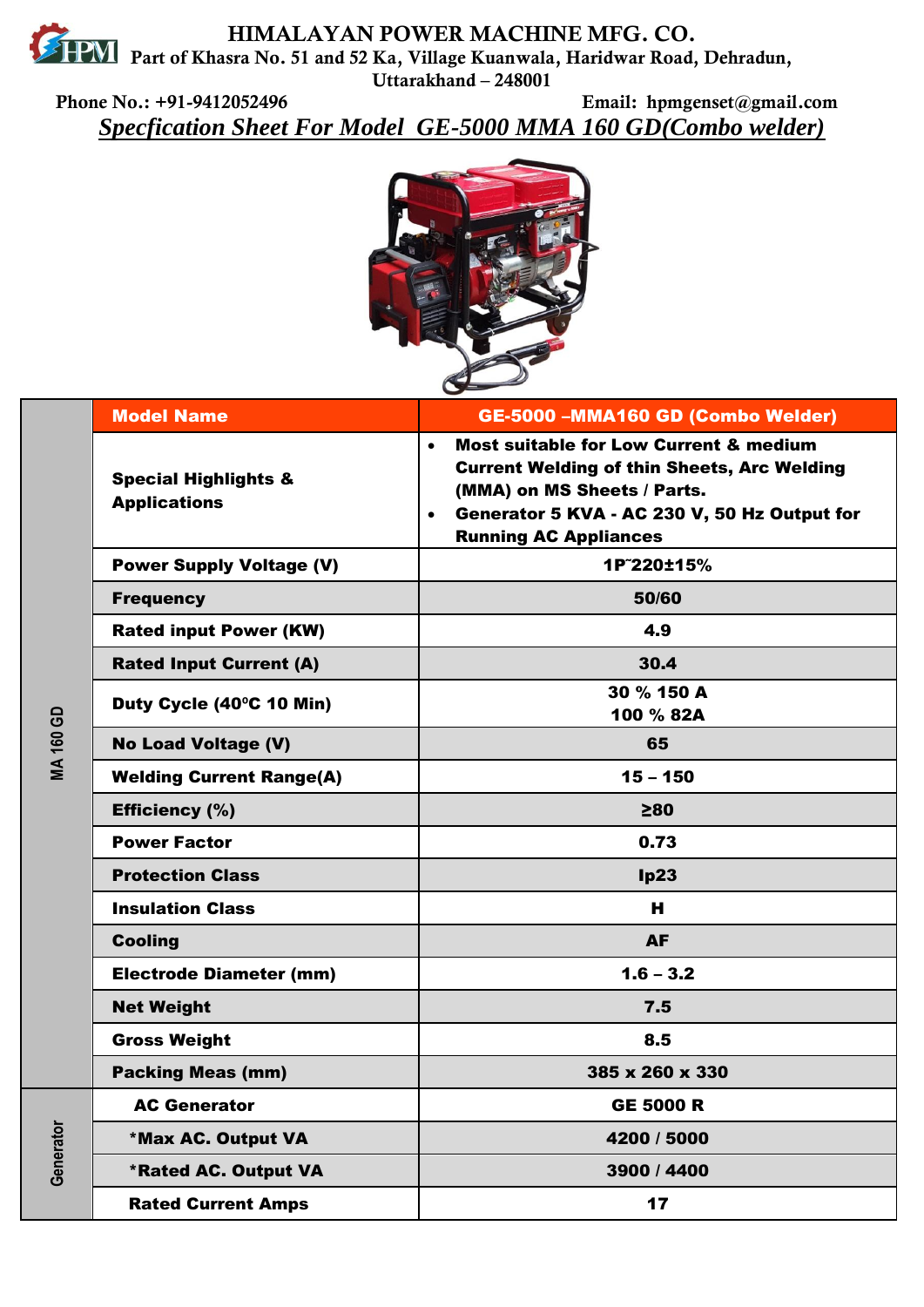# HIMALAYAN POWER MACHINE MFG. CO.

Part of Khasra No. 51 and 52 Ka, Village Kuanwala, Haridwar Road, Dehradun, Uttarakhand – 248001

Phone No.: +91-9412052496  Email: hpmgenset@gmail.com

## *Specfication Sheet For Model GE-5000 MMA 160 GD(Combo welder)*

| | Model Name | GE-5000 –MMA160 GD (Combo Welder) |
|---|---|---|
| MA 160 GD | Special Highlights & Applications | • Most suitable for Low Current & medium Current Welding of thin Sheets, Arc Welding (MMA) on MS Sheets / Parts.<br>• Generator 5 KVA - AC 230 V, 50 Hz Output for Running AC Appliances |
| | Power Supply Voltage (V) | 1P˜220±15% |
| | Frequency | 50/60 |
| | Rated input Power (KW) | 4.9 |
| | Rated Input Current (A) | 30.4 |
| | Duty Cycle (40ºC 10 Min) | 30 % 150 A<br>100 % 82A |
| | No Load Voltage (V) | 65 |
| | Welding Current Range(A) | 15 – 150 |
| | Efficiency (%) | ≥80 |
| | Power Factor | 0.73 |
| | Protection Class | Ip23 |
| | Insulation Class | H |
| | Cooling | AF |
| | Electrode Diameter (mm) | 1.6 – 3.2 |
| | Net Weight | 7.5 |
| | Gross Weight | 8.5 |
| | Packing Meas (mm) | 385 x 260 x 330 |
| Generator | AC Generator | GE 5000 R |
| | *Max AC. Output VA | 4200 / 5000 |
| | *Rated AC. Output VA | 3900 / 4400 |
| | Rated Current Amps | 17 |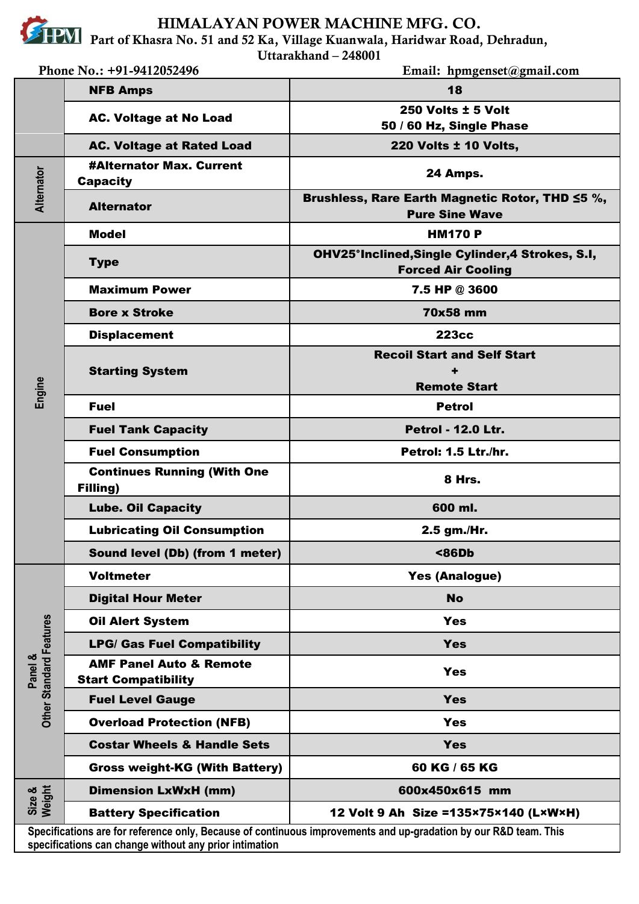# HIMALAYAN POWER MACHINE MFG. CO.

Part of Khasra No. 51 and 52 Ka, Village Kuanwala, Haridwar Road, Dehradun, Uttarakhand – 248001

Phone No.: +91-9412052496 Email: hpmgenset@gmail.com

| | | |
|---|---|---|
| | **NFB Amps** | **18** |
| | **AC. Voltage at No Load** | **250 Volts ± 5 Volt 50 / 60 Hz, Single Phase** |
| | **AC. Voltage at Rated Load** | **220 Volts ± 10 Volts,** |
| **Alternator** | **#Alternator Max. Current Capacity** | **24 Amps.** |
| | **Alternator** | **Brushless, Rare Earth Magnetic Rotor, THD ≤5 %, Pure Sine Wave** |
| **Engine** | **Model** | **HM170 P** |
| | **Type** | **OHV25°Inclined,Single Cylinder,4 Strokes, S.I, Forced Air Cooling** |
| | **Maximum Power** | **7.5 HP @ 3600** |
| | **Bore x Stroke** | **70x58 mm** |
| | **Displacement** | **223cc** |
| | **Starting System** | **Recoil Start and Self Start + Remote Start** |
| | **Fuel** | **Petrol** |
| | **Fuel Tank Capacity** | **Petrol - 12.0 Ltr.** |
| | **Fuel Consumption** | **Petrol: 1.5 Ltr./hr.** |
| | **Continues Running (With One Filling)** | **8 Hrs.** |
| | **Lube. Oil Capacity** | **600 ml.** |
| | **Lubricating Oil Consumption** | **2.5 gm./Hr.** |
| | **Sound level (Db) (from 1 meter)** | **<86Db** |
| **Panel & Other Standard Features** | **Voltmeter** | **Yes (Analogue)** |
| | **Digital Hour Meter** | **No** |
| | **Oil Alert System** | **Yes** |
| | **LPG/ Gas Fuel Compatibility** | **Yes** |
| | **AMF Panel Auto & Remote Start Compatibility** | **Yes** |
| | **Fuel Level Gauge** | **Yes** |
| | **Overload Protection (NFB)** | **Yes** |
| | **Costar Wheels & Handle Sets** | **Yes** |
| | **Gross weight-KG (With Battery)** | **60 KG / 65 KG** |
| **Size & Weight** | **Dimension LxWxH (mm)** | **600x450x615 mm** |
| | **Battery Specification** | **12 Volt 9 Ah Size =135×75×140 (L×W×H)** |

Specifications are for reference only, Because of continuous improvements and up-gradation by our R&D team. This specifications can change without any prior intimation